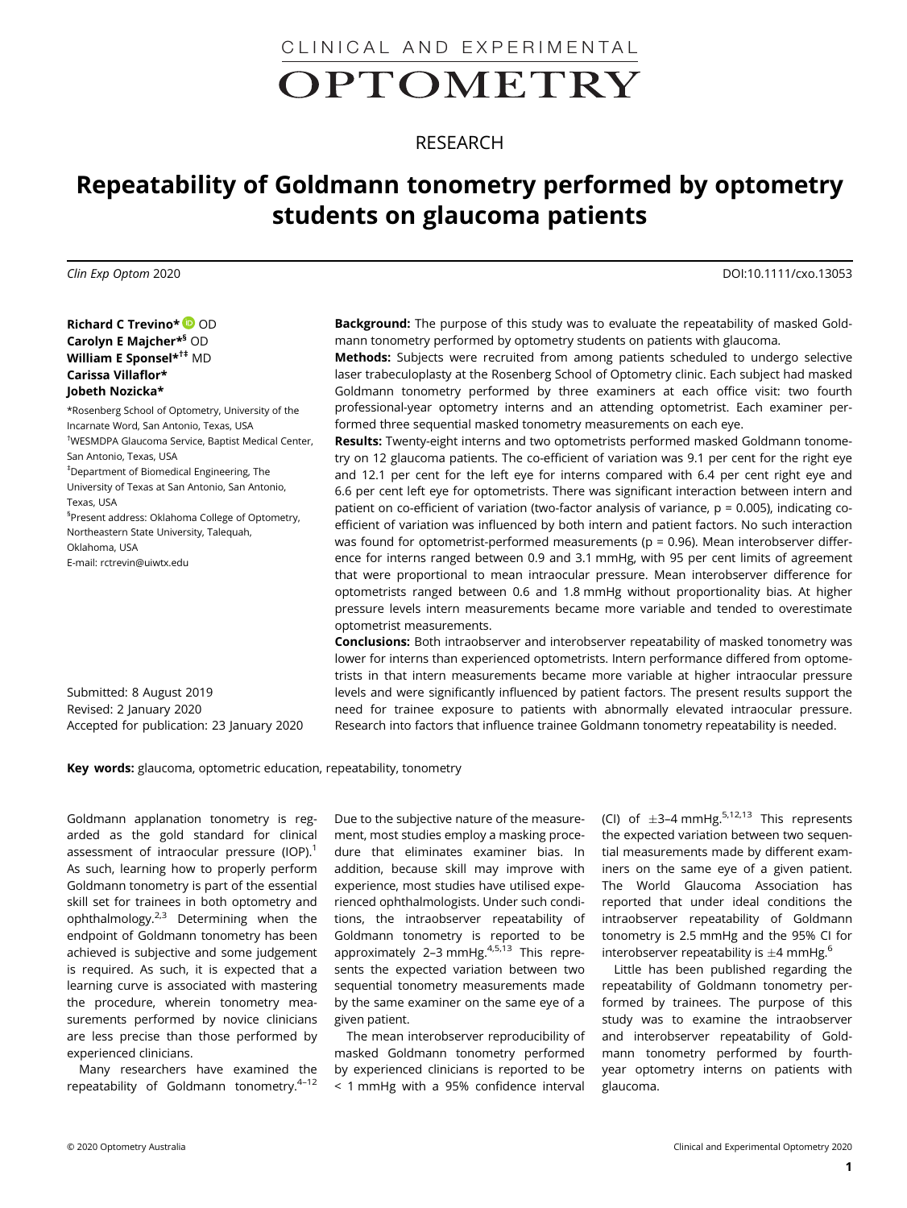CLINICAL AND EXPERIMENTAL

OPTOMETRY

RESEARCH

# Repeatability of Goldmann tonometry performed by optometry students on glaucoma patients

*Clin Exp Optom* 2020 DOI:10.1111/cxo.13053

**Richard C Trevino*** OD
**Carolyn E Majcher*§** OD
**William E Sponsel*†‡** MD
**Carissa Villaflor***
**Jobeth Nozicka***

*Rosenberg School of Optometry, University of the Incarnate Word, San Antonio, Texas, USA
†WESMDPA Glaucoma Service, Baptist Medical Center, San Antonio, Texas, USA
‡Department of Biomedical Engineering, The University of Texas at San Antonio, San Antonio, Texas, USA
§Present address: Oklahoma College of Optometry, Northeastern State University, Talequah, Oklahoma, USA
E-mail: rctrevin@uiwtx.edu

Submitted: 8 August 2019
Revised: 2 January 2020
Accepted for publication: 23 January 2020

**Background:** The purpose of this study was to evaluate the repeatability of masked Goldmann tonometry performed by optometry students on patients with glaucoma.

**Methods:** Subjects were recruited from among patients scheduled to undergo selective laser trabeculoplasty at the Rosenberg School of Optometry clinic. Each subject had masked Goldmann tonometry performed by three examiners at each office visit: two fourth professional-year optometry interns and an attending optometrist. Each examiner performed three sequential masked tonometry measurements on each eye.

**Results:** Twenty-eight interns and two optometrists performed masked Goldmann tonometry on 12 glaucoma patients. The co-efficient of variation was 9.1 per cent for the right eye and 12.1 per cent for the left eye for interns compared with 6.4 per cent right eye and 6.6 per cent left eye for optometrists. There was significant interaction between intern and patient on co-efficient of variation (two-factor analysis of variance, $p = 0.005$), indicating co-efficient of variation was influenced by both intern and patient factors. No such interaction was found for optometrist-performed measurements ($p = 0.96$). Mean interobserver difference for interns ranged between 0.9 and 3.1 mmHg, with 95 per cent limits of agreement that were proportional to mean intraocular pressure. Mean interobserver difference for optometrists ranged between 0.6 and 1.8 mmHg without proportionality bias. At higher pressure levels intern measurements became more variable and tended to overestimate optometrist measurements.

**Conclusions:** Both intraobserver and interobserver repeatability of masked tonometry was lower for interns than experienced optometrists. Intern performance differed from optometrists in that intern measurements became more variable at higher intraocular pressure levels and were significantly influenced by patient factors. The present results support the need for trainee exposure to patients with abnormally elevated intraocular pressure. Research into factors that influence trainee Goldmann tonometry repeatability is needed.

**Key words:** glaucoma, optometric education, repeatability, tonometry

Goldmann applanation tonometry is regarded as the gold standard for clinical assessment of intraocular pressure (IOP).[1] As such, learning how to properly perform Goldmann tonometry is part of the essential skill set for trainees in both optometry and ophthalmology.[2,3] Determining when the endpoint of Goldmann tonometry has been achieved is subjective and some judgement is required. As such, it is expected that a learning curve is associated with mastering the procedure, wherein tonometry measurements performed by novice clinicians are less precise than those performed by experienced clinicians.

Many researchers have examined the repeatability of Goldmann tonometry.[4–12] Due to the subjective nature of the measurement, most studies employ a masking procedure that eliminates examiner bias. In addition, because skill may improve with experience, most studies have utilised experienced ophthalmologists. Under such conditions, the intraobserver repeatability of Goldmann tonometry is reported to be approximately 2–3 mmHg.[4,5,13] This represents the expected variation between two sequential tonometry measurements made by the same examiner on the same eye of a given patient.

The mean interobserver reproducibility of masked Goldmann tonometry performed by experienced clinicians is reported to be < 1 mmHg with a 95% confidence interval (CI) of $\pm$3–4 mmHg.[5,12,13] This represents the expected variation between two sequential measurements made by different examiners on the same eye of a given patient. The World Glaucoma Association has reported that under ideal conditions the intraobserver repeatability of Goldmann tonometry is 2.5 mmHg and the 95% CI for interobserver repeatability is $\pm$4 mmHg.[6]

Little has been published regarding the repeatability of Goldmann tonometry performed by trainees. The purpose of this study was to examine the intraobserver and interobserver repeatability of Goldmann tonometry performed by fourth-year optometry interns on patients with glaucoma.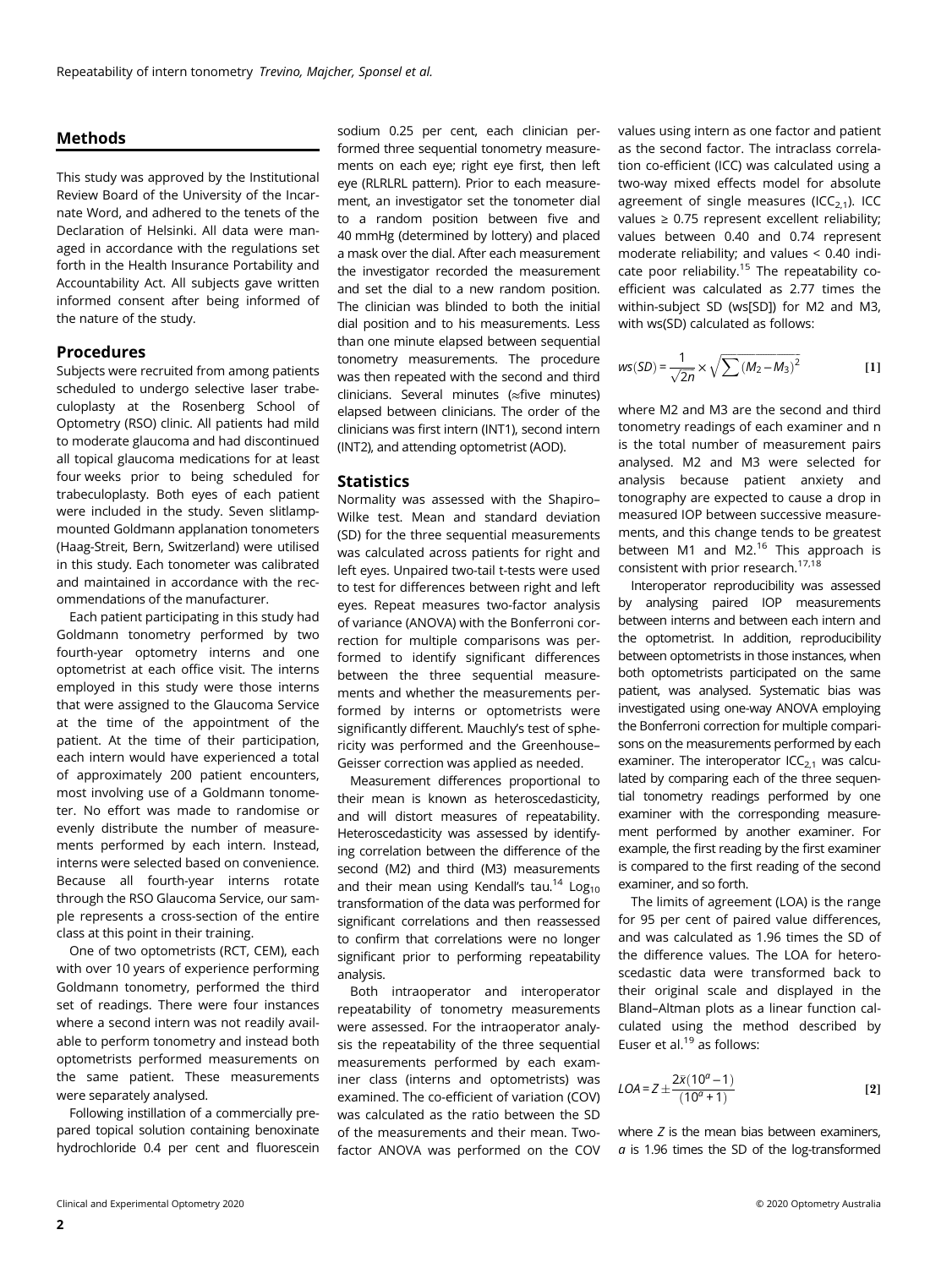## Methods

This study was approved by the Institutional Review Board of the University of the Incarnate Word, and adhered to the tenets of the Declaration of Helsinki. All data were managed in accordance with the regulations set forth in the Health Insurance Portability and Accountability Act. All subjects gave written informed consent after being informed of the nature of the study.

### Procedures

Subjects were recruited from among patients scheduled to undergo selective laser trabeculoplasty at the Rosenberg School of Optometry (RSO) clinic. All patients had mild to moderate glaucoma and had discontinued all topical glaucoma medications for at least four weeks prior to being scheduled for trabeculoplasty. Both eyes of each patient were included in the study. Seven slitlamp-mounted Goldmann applanation tonometers (Haag-Streit, Bern, Switzerland) were utilised in this study. Each tonometer was calibrated and maintained in accordance with the recommendations of the manufacturer.

Each patient participating in this study had Goldmann tonometry performed by two fourth-year optometry interns and one optometrist at each office visit. The interns employed in this study were those interns that were assigned to the Glaucoma Service at the time of the appointment of the patient. At the time of their participation, each intern would have experienced a total of approximately 200 patient encounters, most involving use of a Goldmann tonometer. No effort was made to randomise or evenly distribute the number of measurements performed by each intern. Instead, interns were selected based on convenience. Because all fourth-year interns rotate through the RSO Glaucoma Service, our sample represents a cross-section of the entire class at this point in their training.

One of two optometrists (RCT, CEM), each with over 10 years of experience performing Goldmann tonometry, performed the third set of readings. There were four instances where a second intern was not readily available to perform tonometry and instead both optometrists performed measurements on the same patient. These measurements were separately analysed.

Following instillation of a commercially prepared topical solution containing benoxinate hydrochloride 0.4 per cent and fluorescein sodium 0.25 per cent, each clinician performed three sequential tonometry measurements on each eye; right eye first, then left eye (RLRLRL pattern). Prior to each measurement, an investigator set the tonometer dial to a random position between five and 40 mmHg (determined by lottery) and placed a mask over the dial. After each measurement the investigator recorded the measurement and set the dial to a new random position. The clinician was blinded to both the initial dial position and to his measurements. Less than one minute elapsed between sequential tonometry measurements. The procedure was then repeated with the second and third clinicians. Several minutes (≈five minutes) elapsed between clinicians. The order of the clinicians was first intern (INT1), second intern (INT2), and attending optometrist (AOD).

### Statistics

Normality was assessed with the Shapiro–Wilke test. Mean and standard deviation (SD) for the three sequential measurements was calculated across patients for right and left eyes. Unpaired two-tail t-tests were used to test for differences between right and left eyes. Repeat measures two-factor analysis of variance (ANOVA) with the Bonferroni correction for multiple comparisons was performed to identify significant differences between the three sequential measurements and whether the measurements performed by interns or optometrists were significantly different. Mauchly's test of sphericity was performed and the Greenhouse–Geisser correction was applied as needed.

Measurement differences proportional to their mean is known as heteroscedasticity, and will distort measures of repeatability. Heteroscedasticity was assessed by identifying correlation between the difference of the second (M2) and third (M3) measurements and their mean using Kendall's tau.[14] $Log_{10}$ transformation of the data was performed for significant correlations and then reassessed to confirm that correlations were no longer significant prior to performing repeatability analysis.

Both intraoperator and interoperator repeatability of tonometry measurements were assessed. For the intraoperator analysis the repeatability of the three sequential measurements performed by each examiner class (interns and optometrists) was examined. The co-efficient of variation (COV) was calculated as the ratio between the SD of the measurements and their mean. Two-factor ANOVA was performed on the COV values using intern as one factor and patient as the second factor. The intraclass correlation co-efficient (ICC) was calculated using a two-way mixed effects model for absolute agreement of single measures ($ICC_{2,1}$). ICC values ≥ 0.75 represent excellent reliability; values between 0.40 and 0.74 represent moderate reliability; and values < 0.40 indicate poor reliability.[15] The repeatability co-efficient was calculated as 2.77 times the within-subject SD (ws[SD]) for M2 and M3, with ws(SD) calculated as follows:

$$ws(SD) = \frac{1}{\sqrt{2n}} \times \sqrt{\sum (M_2 - M_3)^2} \quad [1]$$

where M2 and M3 are the second and third tonometry readings of each examiner and n is the total number of measurement pairs analysed. M2 and M3 were selected for analysis because patient anxiety and tonography are expected to cause a drop in measured IOP between successive measurements, and this change tends to be greatest between M1 and M2.[16] This approach is consistent with prior research.[17,18]

Interoperator reproducibility was assessed by analysing paired IOP measurements between interns and between each intern and the optometrist. In addition, reproducibility between optometrists in those instances, when both optometrists participated on the same patient, was analysed. Systematic bias was investigated using one-way ANOVA employing the Bonferroni correction for multiple comparisons on the measurements performed by each examiner. The interoperator $ICC_{2,1}$ was calculated by comparing each of the three sequential tonometry readings performed by one examiner with the corresponding measurement performed by another examiner. For example, the first reading by the first examiner is compared to the first reading of the second examiner, and so forth.

The limits of agreement (LOA) is the range for 95 per cent of paired value differences, and was calculated as 1.96 times the SD of the difference values. The LOA for heteroscedastic data were transformed back to their original scale and displayed in the Bland–Altman plots as a linear function calculated using the method described by Euser et al.[19] as follows:

$$LOA = Z \pm \frac{2\bar{x}(10^a - 1)}{(10^a + 1)} \quad [2]$$

where $Z$ is the mean bias between examiners, $a$ is 1.96 times the SD of the log-transformed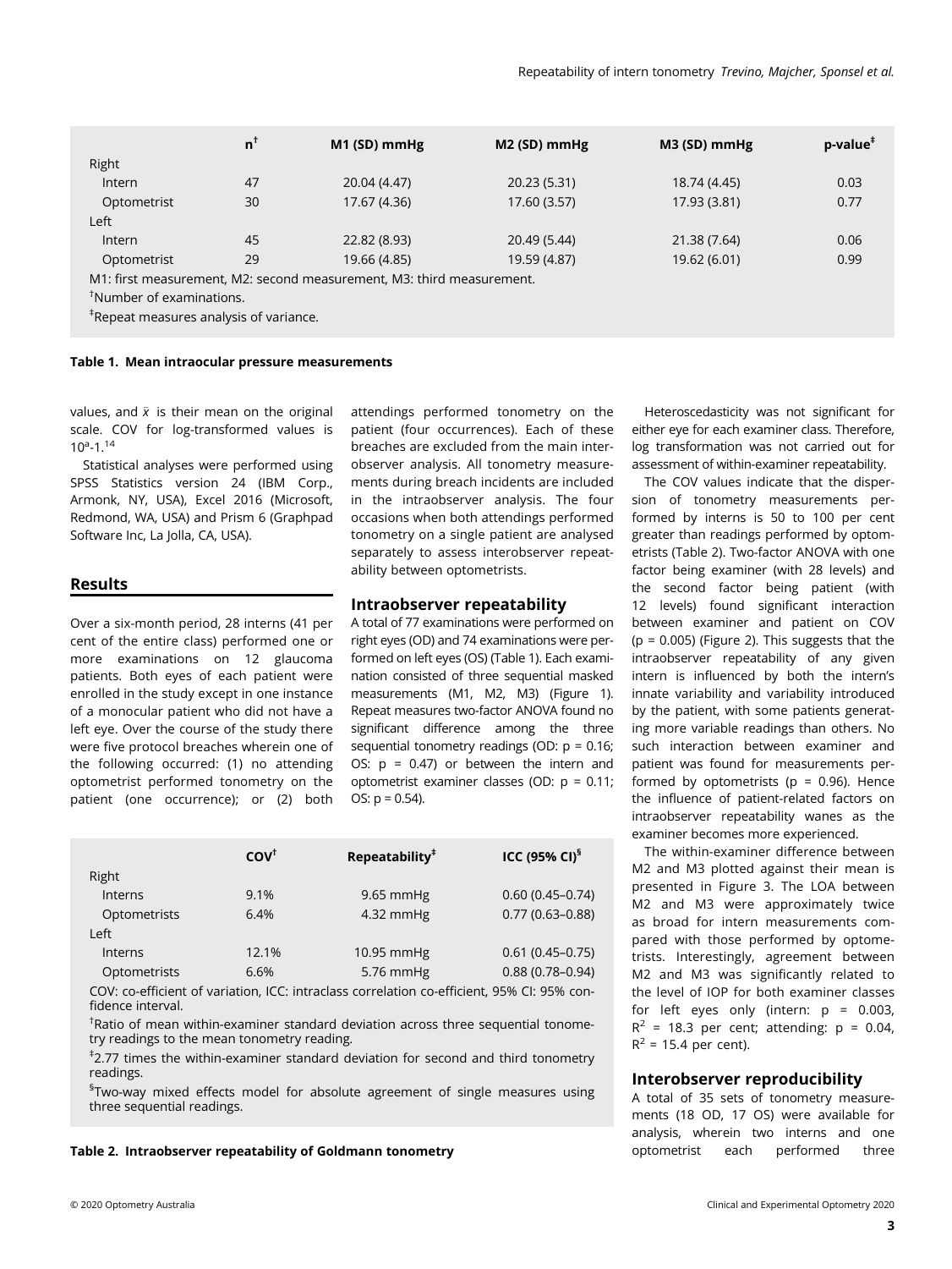|  | n[†] | M1 (SD) mmHg | M2 (SD) mmHg | M3 (SD) mmHg | p-value[‡] |
|---|---|---|---|---|---|
| Right |  |  |  |  |  |
| Intern | 47 | 20.04 (4.47) | 20.23 (5.31) | 18.74 (4.45) | 0.03 |
| Optometrist | 30 | 17.67 (4.36) | 17.60 (3.57) | 17.93 (3.81) | 0.77 |
| Left |  |  |  |  |  |
| Intern | 45 | 22.82 (8.93) | 20.49 (5.44) | 21.38 (7.64) | 0.06 |
| Optometrist | 29 | 19.66 (4.85) | 19.59 (4.87) | 19.62 (6.01) | 0.99 |

M1: first measurement, M2: second measurement, M3: third measurement.

[†]Number of examinations.

[‡]Repeat measures analysis of variance.

**Table 1. Mean intraocular pressure measurements**

values, and $\bar{x}$ is their mean on the original scale. COV for log-transformed values is $10^a$-1.[14]

Statistical analyses were performed using SPSS Statistics version 24 (IBM Corp., Armonk, NY, USA), Excel 2016 (Microsoft, Redmond, WA, USA) and Prism 6 (Graphpad Software Inc, La Jolla, CA, USA).

## Results

Over a six-month period, 28 interns (41 per cent of the entire class) performed one or more examinations on 12 glaucoma patients. Both eyes of each patient were enrolled in the study except in one instance of a monocular patient who did not have a left eye. Over the course of the study there were five protocol breaches wherein one of the following occurred: (1) no attending optometrist performed tonometry on the patient (one occurrence); or (2) both attendings performed tonometry on the patient (four occurrences). Each of these breaches are excluded from the main interobserver analysis. All tonometry measurements during breach incidents are included in the intraobserver analysis. The four occasions when both attendings performed tonometry on a single patient are analysed separately to assess interobserver repeatability between optometrists.

### Intraobserver repeatability

A total of 77 examinations were performed on right eyes (OD) and 74 examinations were performed on left eyes (OS) (Table 1). Each examination consisted of three sequential masked measurements (M1, M2, M3) (Figure 1). Repeat measures two-factor ANOVA found no significant difference among the three sequential tonometry readings (OD: p = 0.16; OS: p = 0.47) or between the intern and optometrist examiner classes (OD: p = 0.11; OS: p = 0.54).

|  | COV[†] | Repeatability[‡] | ICC (95% CI)[§] |
|---|---|---|---|
| Right |  |  |  |
| Interns | 9.1% | 9.65 mmHg | 0.60 (0.45–0.74) |
| Optometrists | 6.4% | 4.32 mmHg | 0.77 (0.63–0.88) |
| Left |  |  |  |
| Interns | 12.1% | 10.95 mmHg | 0.61 (0.45–0.75) |
| Optometrists | 6.6% | 5.76 mmHg | 0.88 (0.78–0.94) |

COV: co-efficient of variation, ICC: intraclass correlation co-efficient, 95% CI: 95% confidence interval.

[†]Ratio of mean within-examiner standard deviation across three sequential tonometry readings to the mean tonometry reading.

[‡]2.77 times the within-examiner standard deviation for second and third tonometry readings.

[§]Two-way mixed effects model for absolute agreement of single measures using three sequential readings.

**Table 2. Intraobserver repeatability of Goldmann tonometry**

Heteroscedasticity was not significant for either eye for each examiner class. Therefore, log transformation was not carried out for assessment of within-examiner repeatability.

The COV values indicate that the dispersion of tonometry measurements performed by interns is 50 to 100 per cent greater than readings performed by optometrists (Table 2). Two-factor ANOVA with one factor being examiner (with 28 levels) and the second factor being patient (with 12 levels) found significant interaction between examiner and patient on COV (p = 0.005) (Figure 2). This suggests that the intraobserver repeatability of any given intern is influenced by both the intern's innate variability and variability introduced by the patient, with some patients generating more variable readings than others. No such interaction between examiner and patient was found for measurements performed by optometrists (p = 0.96). Hence the influence of patient-related factors on intraobserver repeatability wanes as the examiner becomes more experienced.

The within-examiner difference between M2 and M3 plotted against their mean is presented in Figure 3. The LOA between M2 and M3 were approximately twice as broad for intern measurements compared with those performed by optometrists. Interestingly, agreement between M2 and M3 was significantly related to the level of IOP for both examiner classes for left eyes only (intern: p = 0.003, $R^2$ = 18.3 per cent; attending: p = 0.04, $R^2$ = 15.4 per cent).

### Interobserver reproducibility

A total of 35 sets of tonometry measurements (18 OD, 17 OS) were available for analysis, wherein two interns and one optometrist each performed three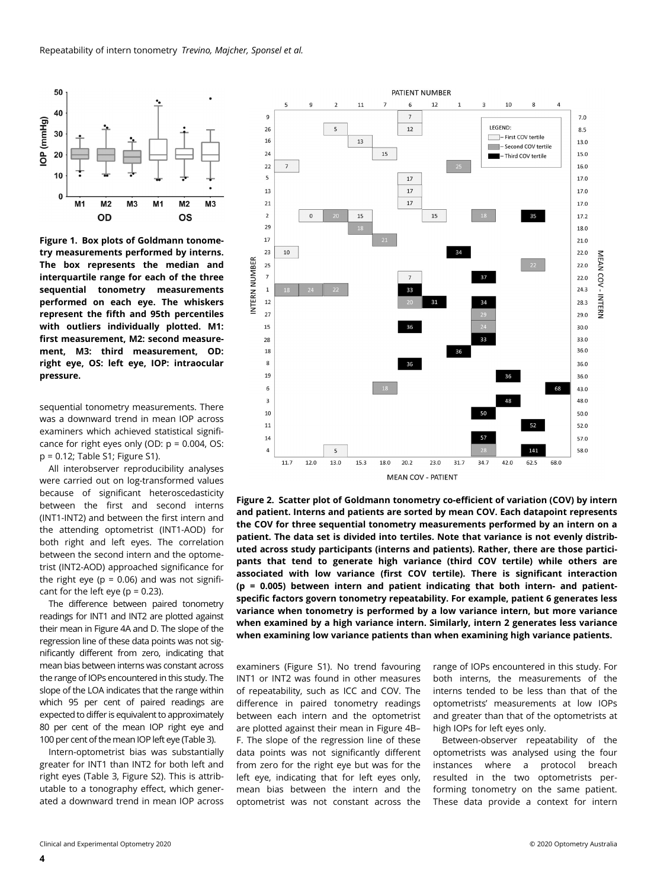**Figure 1. Box plots of Goldmann tonometry measurements performed by interns. The box represents the median and interquartile range for each of the three sequential tonometry measurements performed on each eye. The whiskers represent the fifth and 95th percentiles with outliers individually plotted. M1: first measurement, M2: second measurement, M3: third measurement, OD: right eye, OS: left eye, IOP: intraocular pressure.**

**Figure 2. Scatter plot of Goldmann tonometry co-efficient of variation (COV) by intern and patient. Interns and patients are sorted by mean COV. Each datapoint represents the COV for three sequential tonometry measurements performed by an intern on a patient. The data set is divided into tertiles. Note that variance is not evenly distributed across study participants (interns and patients). Rather, there are those participants that tend to generate high variance (third COV tertile) while others are associated with low variance (first COV tertile). There is significant interaction (p = 0.005) between intern and patient indicating that both intern- and patient-specific factors govern tonometry repeatability. For example, patient 6 generates less variance when tonometry is performed by a low variance intern, but more variance when examined by a high variance intern. Similarly, intern 2 generates less variance when examining low variance patients than when examining high variance patients.**

sequential tonometry measurements. There was a downward trend in mean IOP across examiners which achieved statistical significance for right eyes only (OD: $p = 0.004$, OS: $p = 0.12$; Table S1; Figure S1).

All interobserver reproducibility analyses were carried out on log-transformed values because of significant heteroscedasticity between the first and second interns (INT1-INT2) and between the first intern and the attending optometrist (INT1-AOD) for both right and left eyes. The correlation between the second intern and the optometrist (INT2-AOD) approached significance for the right eye ($p = 0.06$) and was not significant for the left eye ($p = 0.23$).

The difference between paired tonometry readings for INT1 and INT2 are plotted against their mean in Figure 4A and D. The slope of the regression line of these data points was not significantly different from zero, indicating that mean bias between interns was constant across the range of IOPs encountered in this study. The slope of the LOA indicates that the range within which 95 per cent of paired readings are expected to differ is equivalent to approximately 80 per cent of the mean IOP right eye and 100 per cent of the mean IOP left eye (Table 3).

Intern-optometrist bias was substantially greater for INT1 than INT2 for both left and right eyes (Table 3, Figure S2). This is attributable to a tonography effect, which generated a downward trend in mean IOP across examiners (Figure S1). No trend favouring INT1 or INT2 was found in other measures of repeatability, such as ICC and COV. The difference in paired tonometry readings between each intern and the optometrist are plotted against their mean in Figure 4B–F. The slope of the regression line of these data points was not significantly different from zero for the right eye but was for the left eye, indicating that for left eyes only, mean bias between the intern and the optometrist was not constant across the range of IOPs encountered in this study. For both interns, the measurements of the interns tended to be less than that of the optometrists' measurements at low IOPs and greater than that of the optometrists at high IOPs for left eyes only.

Between-observer repeatability of the optometrists was analysed using the four instances where a protocol breach resulted in the two optometrists performing tonometry on the same patient. These data provide a context for intern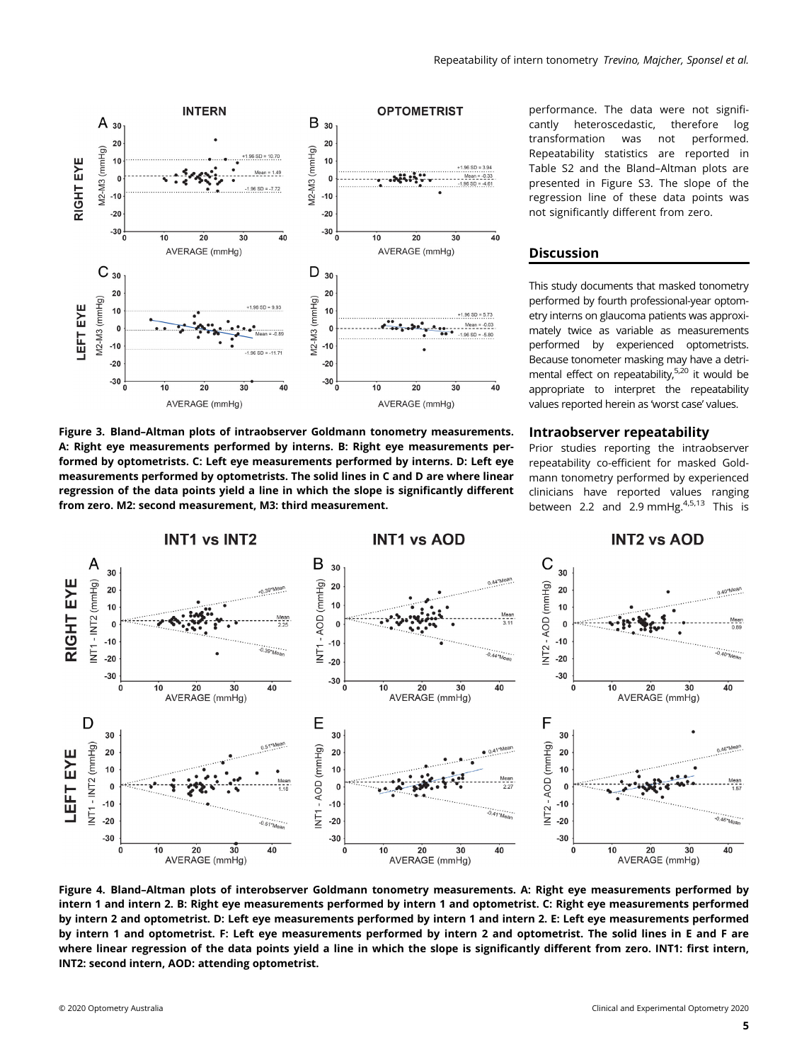performance. The data were not significantly heteroscedastic, therefore log transformation was not performed. Repeatability statistics are reported in Table S2 and the Bland–Altman plots are presented in Figure S3. The slope of the regression line of these data points was not significantly different from zero.

**Figure 3. Bland–Altman plots of intraobserver Goldmann tonometry measurements. A: Right eye measurements performed by interns. B: Right eye measurements performed by optometrists. C: Left eye measurements performed by interns. D: Left eye measurements performed by optometrists. The solid lines in C and D are where linear regression of the data points yield a line in which the slope is significantly different from zero. M2: second measurement, M3: third measurement.**

## Discussion

This study documents that masked tonometry performed by fourth professional-year optometry interns on glaucoma patients was approximately twice as variable as measurements performed by experienced optometrists. Because tonometer masking may have a detrimental effect on repeatability,[5,20] it would be appropriate to interpret the repeatability values reported herein as 'worst case' values.

### Intraobserver repeatability

Prior studies reporting the intraobserver repeatability co-efficient for masked Goldmann tonometry performed by experienced clinicians have reported values ranging between 2.2 and 2.9 mmHg.[4,5,13] This is

**Figure 4. Bland–Altman plots of interobserver Goldmann tonometry measurements. A: Right eye measurements performed by intern 1 and intern 2. B: Right eye measurements performed by intern 1 and optometrist. C: Right eye measurements performed by intern 2 and optometrist. D: Left eye measurements performed by intern 1 and intern 2. E: Left eye measurements performed by intern 1 and optometrist. F: Left eye measurements performed by intern 2 and optometrist. The solid lines in E and F are where linear regression of the data points yield a line in which the slope is significantly different from zero. INT1: first intern, INT2: second intern, AOD: attending optometrist.**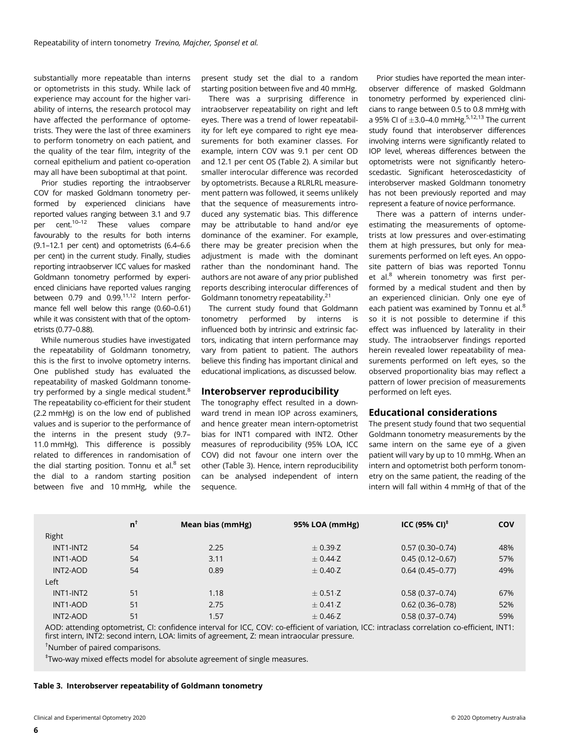substantially more repeatable than interns or optometrists in this study. While lack of experience may account for the higher variability of interns, the research protocol may have affected the performance of optometrists. They were the last of three examiners to perform tonometry on each patient, and the quality of the tear film, integrity of the corneal epithelium and patient co-operation may all have been suboptimal at that point.

Prior studies reporting the intraobserver COV for masked Goldmann tonometry performed by experienced clinicians have reported values ranging between 3.1 and 9.7 per cent.[10–12] These values compare favourably to the results for both interns (9.1–12.1 per cent) and optometrists (6.4–6.6 per cent) in the current study. Finally, studies reporting intraobserver ICC values for masked Goldmann tonometry performed by experienced clinicians have reported values ranging between 0.79 and 0.99.[11,12] Intern performance fell well below this range (0.60–0.61) while it was consistent with that of the optometrists (0.77–0.88).

While numerous studies have investigated the repeatability of Goldmann tonometry, this is the first to involve optometry interns. One published study has evaluated the repeatability of masked Goldmann tonometry performed by a single medical student.[8] The repeatability co-efficient for their student (2.2 mmHg) is on the low end of published values and is superior to the performance of the interns in the present study (9.7–11.0 mmHg). This difference is possibly related to differences in randomisation of the dial starting position. Tonnu et al.[8] set the dial to a random starting position between five and 10 mmHg, while the present study set the dial to a random starting position between five and 40 mmHg.

There was a surprising difference in intraobserver repeatability on right and left eyes. There was a trend of lower repeatability for left eye compared to right eye measurements for both examiner classes. For example, intern COV was 9.1 per cent OD and 12.1 per cent OS (Table 2). A similar but smaller interocular difference was recorded by optometrists. Because a RLRLRL measurement pattern was followed, it seems unlikely that the sequence of measurements introduced any systematic bias. This difference may be attributable to hand and/or eye dominance of the examiner. For example, there may be greater precision when the adjustment is made with the dominant rather than the nondominant hand. The authors are not aware of any prior published reports describing interocular differences of Goldmann tonometry repeatability.[21]

The current study found that Goldmann tonometry performed by interns is influenced both by intrinsic and extrinsic factors, indicating that intern performance may vary from patient to patient. The authors believe this finding has important clinical and educational implications, as discussed below.

## Interobserver reproducibility

The tonography effect resulted in a downward trend in mean IOP across examiners, and hence greater mean intern-optometrist bias for INT1 compared with INT2. Other measures of reproducibility (95% LOA, ICC COV) did not favour one intern over the other (Table 3). Hence, intern reproducibility can be analysed independent of intern sequence.

Prior studies have reported the mean interobserver difference of masked Goldmann tonometry performed by experienced clinicians to range between 0.5 to 0.8 mmHg with a 95% CI of ±3.0–4.0 mmHg.[5,12,13] The current study found that interobserver differences involving interns were significantly related to IOP level, whereas differences between the optometrists were not significantly heteroscedastic. Significant heteroscedasticity of interobserver masked Goldmann tonometry has not been previously reported and may represent a feature of novice performance.

There was a pattern of interns underestimating the measurements of optometrists at low pressures and over-estimating them at high pressures, but only for measurements performed on left eyes. An opposite pattern of bias was reported Tonnu et al.[8] wherein tonometry was first performed by a medical student and then by an experienced clinician. Only one eye of each patient was examined by Tonnu et al.[8] so it is not possible to determine if this effect was influenced by laterality in their study. The intraobserver findings reported herein revealed lower repeatability of measurements performed on left eyes, so the observed proportionality bias may reflect a pattern of lower precision of measurements performed on left eyes.

## Educational considerations

The present study found that two sequential Goldmann tonometry measurements by the same intern on the same eye of a given patient will vary by up to 10 mmHg. When an intern and optometrist both perform tonometry on the same patient, the reading of the intern will fall within 4 mmHg of that of the

| | n[†] | Mean bias (mmHg) | 95% LOA (mmHg) | ICC (95% CI)[‡] | COV |
|---|---|---|---|---|---|
| Right | | | | | |
| INT1-INT2 | 54 | 2.25 | ± 0.39·Z | 0.57 (0.30–0.74) | 48% |
| INT1-AOD | 54 | 3.11 | ± 0.44·Z | 0.45 (0.12–0.67) | 57% |
| INT2-AOD | 54 | 0.89 | ± 0.40·Z | 0.64 (0.45–0.77) | 49% |
| Left | | | | | |
| INT1-INT2 | 51 | 1.18 | ± 0.51·Z | 0.58 (0.37–0.74) | 67% |
| INT1-AOD | 51 | 2.75 | ± 0.41·Z | 0.62 (0.36–0.78) | 52% |
| INT2-AOD | 51 | 1.57 | ± 0.46·Z | 0.58 (0.37–0.74) | 59% |

AOD: attending optometrist, CI: confidence interval for ICC, COV: co-efficient of variation, ICC: intraclass correlation co-efficient, INT1: first intern, INT2: second intern, LOA: limits of agreement, Z: mean intraocular pressure.

[†]Number of paired comparisons.

[‡]Two-way mixed effects model for absolute agreement of single measures.

**Table 3. Interobserver repeatability of Goldmann tonometry**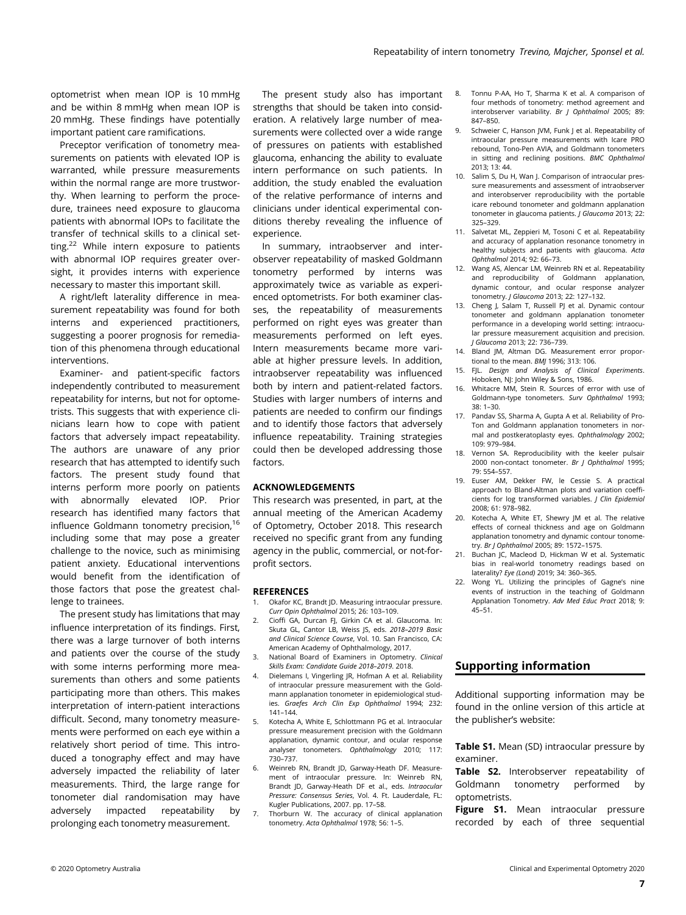optometrist when mean IOP is 10 mmHg and be within 8 mmHg when mean IOP is 20 mmHg. These findings have potentially important patient care ramifications.

Preceptor verification of tonometry measurements on patients with elevated IOP is warranted, while pressure measurements within the normal range are more trustworthy. When learning to perform the procedure, trainees need exposure to glaucoma patients with abnormal IOPs to facilitate the transfer of technical skills to a clinical setting.[22] While intern exposure to patients with abnormal IOP requires greater oversight, it provides interns with experience necessary to master this important skill.

A right/left laterality difference in measurement repeatability was found for both interns and experienced practitioners, suggesting a poorer prognosis for remediation of this phenomena through educational interventions.

Examiner- and patient-specific factors independently contributed to measurement repeatability for interns, but not for optometrists. This suggests that with experience clinicians learn how to cope with patient factors that adversely impact repeatability. The authors are unaware of any prior research that has attempted to identify such factors. The present study found that interns perform more poorly on patients with abnormally elevated IOP. Prior research has identified many factors that influence Goldmann tonometry precision,[16] including some that may pose a greater challenge to the novice, such as minimising patient anxiety. Educational interventions would benefit from the identification of those factors that pose the greatest challenge to trainees.

The present study has limitations that may influence interpretation of its findings. First, there was a large turnover of both interns and patients over the course of the study with some interns performing more measurements than others and some patients participating more than others. This makes interpretation of intern-patient interactions difficult. Second, many tonometry measurements were performed on each eye within a relatively short period of time. This introduced a tonography effect and may have adversely impacted the reliability of later measurements. Third, the large range for tonometer dial randomisation may have adversely impacted repeatability by prolonging each tonometry measurement.

The present study also has important strengths that should be taken into consideration. A relatively large number of measurements were collected over a wide range of pressures on patients with established glaucoma, enhancing the ability to evaluate intern performance on such patients. In addition, the study enabled the evaluation of the relative performance of interns and clinicians under identical experimental conditions thereby revealing the influence of experience.

In summary, intraobserver and interobserver repeatability of masked Goldmann tonometry performed by interns was approximately twice as variable as experienced optometrists. For both examiner classes, the repeatability of measurements performed on right eyes was greater than measurements performed on left eyes. Intern measurements became more variable at higher pressure levels. In addition, intraobserver repeatability was influenced both by intern and patient-related factors. Studies with larger numbers of interns and patients are needed to confirm our findings and to identify those factors that adversely influence repeatability. Training strategies could then be developed addressing those factors.

## ACKNOWLEDGEMENTS

This research was presented, in part, at the annual meeting of the American Academy of Optometry, October 2018. This research received no specific grant from any funding agency in the public, commercial, or not-for-profit sectors.

## REFERENCES

1. Okafor KC, Brandt JD. Measuring intraocular pressure. *Curr Opin Ophthalmol* 2015; 26: 103–109.
2. Cioffi GA, Durcan FJ, Girkin CA et al. Glaucoma. In: Skuta GL, Cantor LB, Weiss JS, eds. *2018–2019 Basic and Clinical Science Course*, Vol. 10. San Francisco, CA: American Academy of Ophthalmology, 2017.
3. National Board of Examiners in Optometry. *Clinical Skills Exam: Candidate Guide 2018–2019*. 2018.
4. Dielemans I, Vingerling JR, Hofman A et al. Reliability of intraocular pressure measurement with the Goldmann applanation tonometer in epidemiological studies. *Graefes Arch Clin Exp Ophthalmol* 1994; 232: 141–144.
5. Kotecha A, White E, Schlottmann PG et al. Intraocular pressure measurement precision with the Goldmann applanation, dynamic contour, and ocular response analyser tonometers. *Ophthalmology* 2010; 117: 730–737.
6. Weinreb RN, Brandt JD, Garway-Heath DF. Measurement of intraocular pressure. In: Weinreb RN, Brandt JD, Garway-Heath DF et al., eds. *Intraocular Pressure: Consensus Series*, Vol. 4. Ft. Lauderdale, FL: Kugler Publications, 2007. pp. 17–58.
7. Thorburn W. The accuracy of clinical applanation tonometry. *Acta Ophthalmol* 1978; 56: 1–5.
8. Tonnu P-AA, Ho T, Sharma K et al. A comparison of four methods of tonometry: method agreement and interobserver variability. *Br J Ophthalmol* 2005; 89: 847–850.
9. Schweier C, Hanson JVM, Funk J et al. Repeatability of intraocular pressure measurements with Icare PRO rebound, Tono-Pen AVIA, and Goldmann tonometers in sitting and reclining positions. *BMC Ophthalmol* 2013; 13: 44.
10. Salim S, Du H, Wan J. Comparison of intraocular pressure measurements and assessment of intraobserver and interobserver reproducibility with the portable icare rebound tonometer and goldmann applanation tonometer in glaucoma patients. *J Glaucoma* 2013; 22: 325–329.
11. Salvetat ML, Zeppieri M, Tosoni C et al. Repeatability and accuracy of applanation resonance tonometry in healthy subjects and patients with glaucoma. *Acta Ophthalmol* 2014; 92: 66–73.
12. Wang AS, Alencar LM, Weinreb RN et al. Repeatability and reproducibility of Goldmann applanation, dynamic contour, and ocular response analyzer tonometry. *J Glaucoma* 2013; 22: 127–132.
13. Cheng J, Salam T, Russell PJ et al. Dynamic contour tonometer and goldmann applanation tonometer performance in a developing world setting: intraocular pressure measurement acquisition and precision. *J Glaucoma* 2013; 22: 736–739.
14. Bland JM, Altman DG. Measurement error proportional to the mean. *BMJ* 1996; 313: 106.
15. FJL. *Design and Analysis of Clinical Experiments*. Hoboken, NJ: John Wiley & Sons, 1986.
16. Whitacre MM, Stein R. Sources of error with use of Goldmann-type tonometers. *Surv Ophthalmol* 1993; 38: 1–30.
17. Pandav SS, Sharma A, Gupta A et al. Reliability of Pro-Ton and Goldmann applanation tonometers in normal and postkeratoplasty eyes. *Ophthalmology* 2002; 109: 979–984.
18. Vernon SA. Reproducibility with the keeler pulsair 2000 non-contact tonometer. *Br J Ophthalmol* 1995; 79: 554–557.
19. Euser AM, Dekker FW, le Cessie S. A practical approach to Bland-Altman plots and variation coefficients for log transformed variables. *J Clin Epidemiol* 2008; 61: 978–982.
20. Kotecha A, White ET, Shewry JM et al. The relative effects of corneal thickness and age on Goldmann applanation tonometry and dynamic contour tonometry. *Br J Ophthalmol* 2005; 89: 1572–1575.
21. Buchan JC, Macleod D, Hickman W et al. Systematic bias in real-world tonometry readings based on laterality? *Eye (Lond)* 2019; 34: 360–365.
22. Wong YL. Utilizing the principles of Gagne's nine events of instruction in the teaching of Goldmann Applanation Tonometry. *Adv Med Educ Pract* 2018; 9: 45–51.

## Supporting information

Additional supporting information may be found in the online version of this article at the publisher's website:

**Table S1.** Mean (SD) intraocular pressure by examiner.

**Table S2.** Interobserver repeatability of Goldmann tonometry performed by optometrists.

**Figure S1.** Mean intraocular pressure recorded by each of three sequential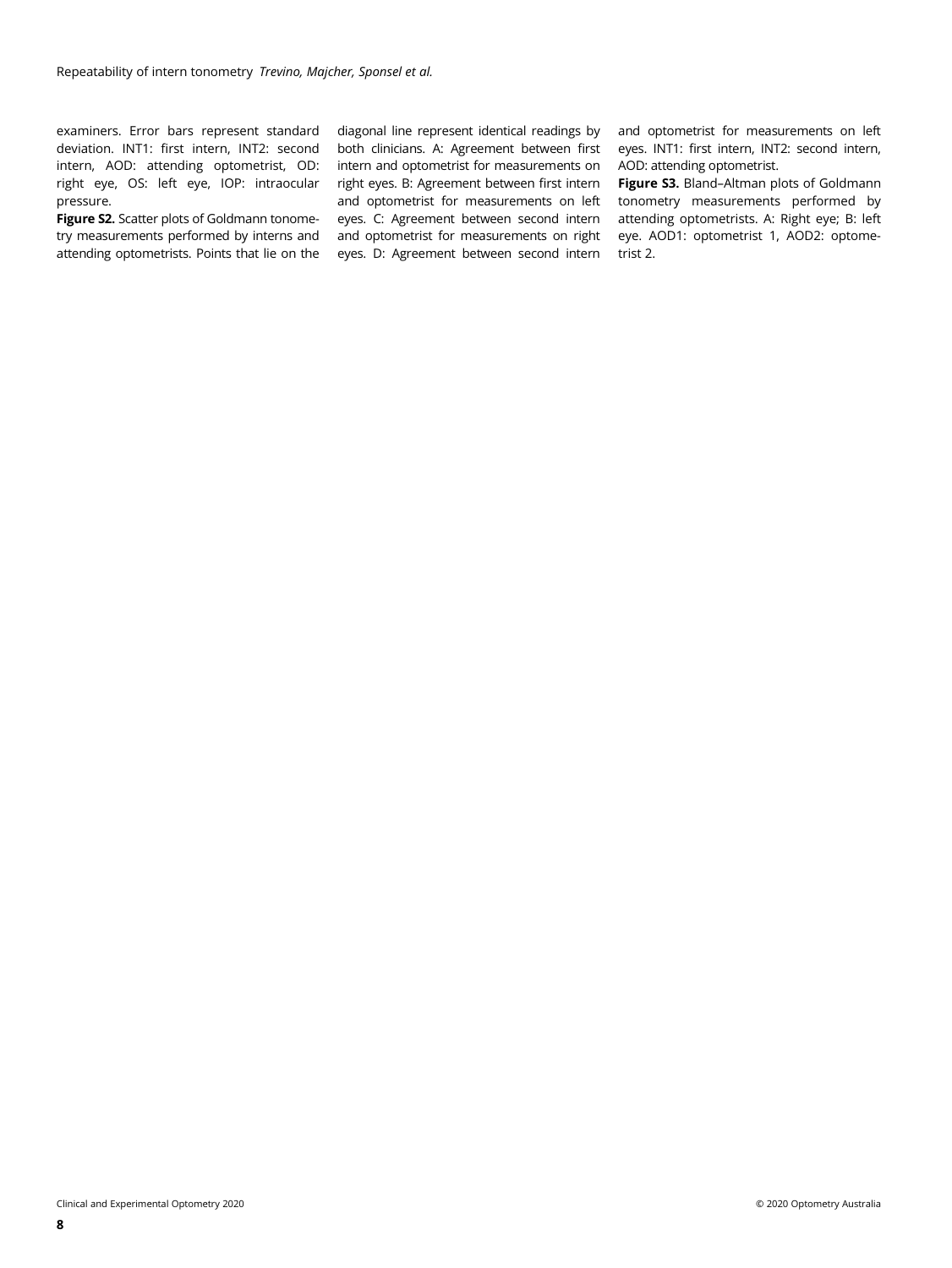examiners. Error bars represent standard deviation. INT1: first intern, INT2: second intern, AOD: attending optometrist, OD: right eye, OS: left eye, IOP: intraocular pressure.

**Figure S2.** Scatter plots of Goldmann tonometry measurements performed by interns and attending optometrists. Points that lie on the diagonal line represent identical readings by both clinicians. A: Agreement between first intern and optometrist for measurements on right eyes. B: Agreement between first intern and optometrist for measurements on left eyes. C: Agreement between second intern and optometrist for measurements on right eyes. D: Agreement between second intern and optometrist for measurements on left eyes. INT1: first intern, INT2: second intern, AOD: attending optometrist.

**Figure S3.** Bland–Altman plots of Goldmann tonometry measurements performed by attending optometrists. A: Right eye; B: left eye. AOD1: optometrist 1, AOD2: optometrist 2.